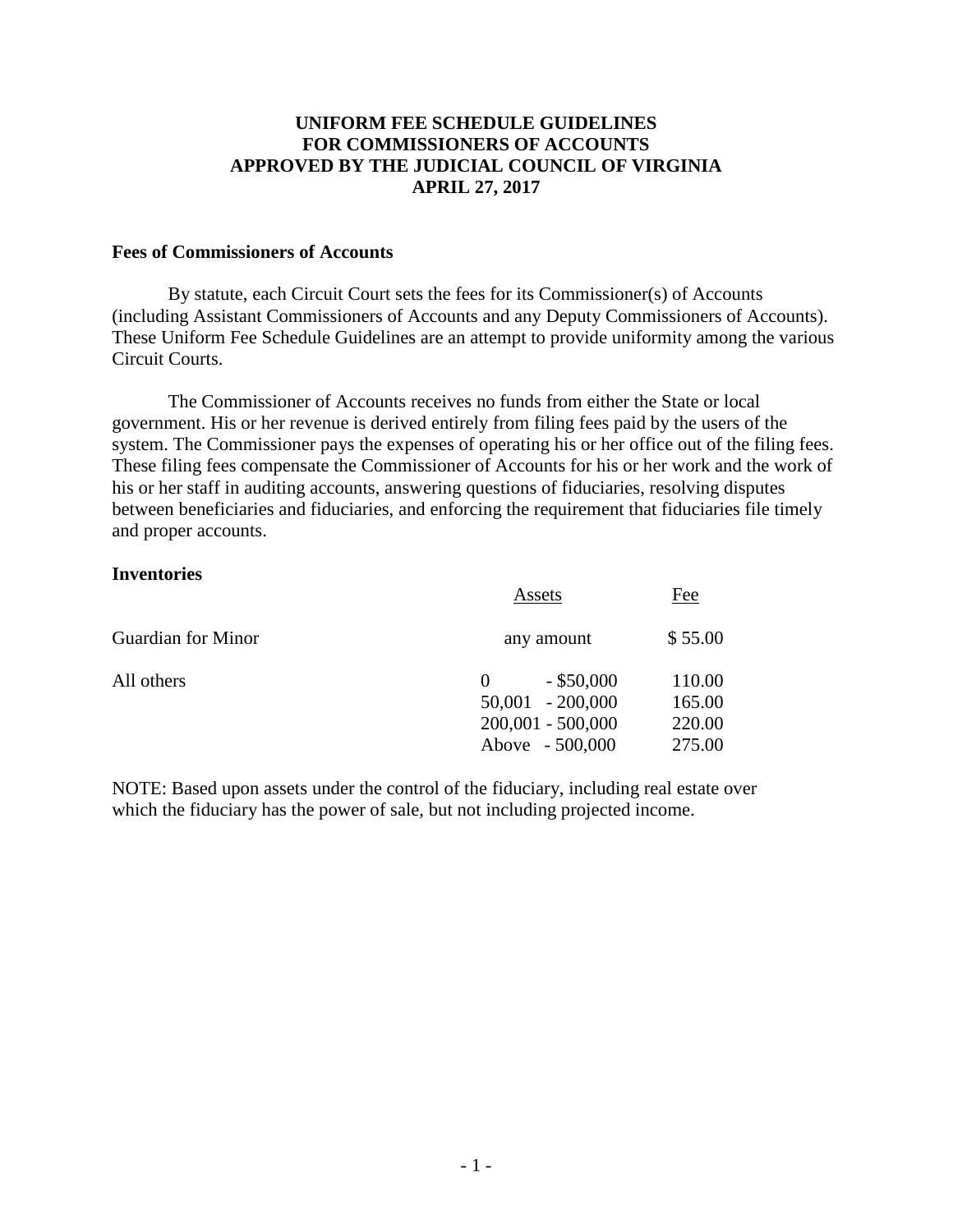# UNIFORM FEE SCHEDULE GUIDELINES FOR COMMISSIONERS OF ACCOUNTS APPROVED BY THE JUDICIAL COUNCIL OF VIRGINIA APRIL 27, 2017

## Fees of Commissioners of Accounts

By statute, each Circuit Court sets the fees for its Commissioner(s) of Accounts (including Assistant Commissioners of Accounts and any Deputy Commissioners of Accounts). These Uniform Fee Schedule Guidelines are an attempt to provide uniformity among the various Circuit Courts.

The Commissioner of Accounts receives no funds from either the State or local government. His or her revenue is derived entirely from filing fees paid by the users of the system. The Commissioner pays the expenses of operating his or her office out of the filing fees. These filing fees compensate the Commissioner of Accounts for his or her work and the work of his or her staff in auditing accounts, answering questions of fiduciaries, resolving disputes between beneficiaries and fiduciaries, and enforcing the requirement that fiduciaries file timely and proper accounts.

## Inventories

| | Assets | Fee |
|---|---|---|
| Guardian for Minor | any amount | $ 55.00 |
| All others | 0 - $50,000 | 110.00 |
| | 50,001 - 200,000 | 165.00 |
| | 200,001 - 500,000 | 220.00 |
| | Above - 500,000 | 275.00 |

NOTE: Based upon assets under the control of the fiduciary, including real estate over which the fiduciary has the power of sale, but not including projected income.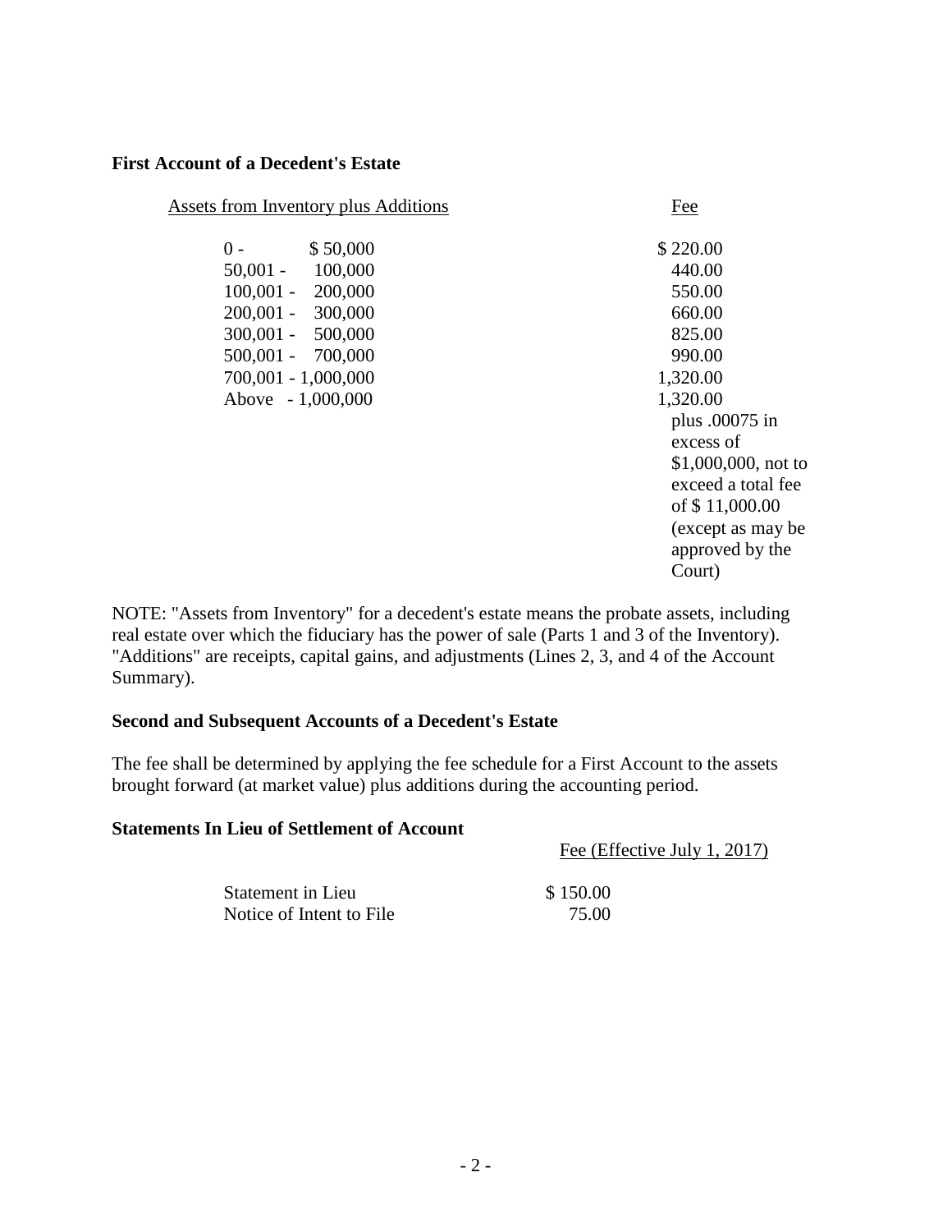**First Account of a Decedent's Estate**

| Assets from Inventory plus Additions | Fee |
|---|---|
| 0 - $ 50,000 | $ 220.00 |
| 50,001 - 100,000 | 440.00 |
| 100,001 - 200,000 | 550.00 |
| 200,001 - 300,000 | 660.00 |
| 300,001 - 500,000 | 825.00 |
| 500,001 - 700,000 | 990.00 |
| 700,001 - 1,000,000 | 1,320.00 |
| Above - 1,000,000 | 1,320.00 plus .00075 in excess of $1,000,000, not to exceed a total fee of $ 11,000.00 (except as may be approved by the Court) |

NOTE: "Assets from Inventory" for a decedent's estate means the probate assets, including real estate over which the fiduciary has the power of sale (Parts 1 and 3 of the Inventory). "Additions" are receipts, capital gains, and adjustments (Lines 2, 3, and 4 of the Account Summary).

**Second and Subsequent Accounts of a Decedent's Estate**

The fee shall be determined by applying the fee schedule for a First Account to the assets brought forward (at market value) plus additions during the accounting period.

**Statements In Lieu of Settlement of Account**

| | Fee (Effective July 1, 2017) |
|---|---|
| Statement in Lieu | $ 150.00 |
| Notice of Intent to File | 75.00 |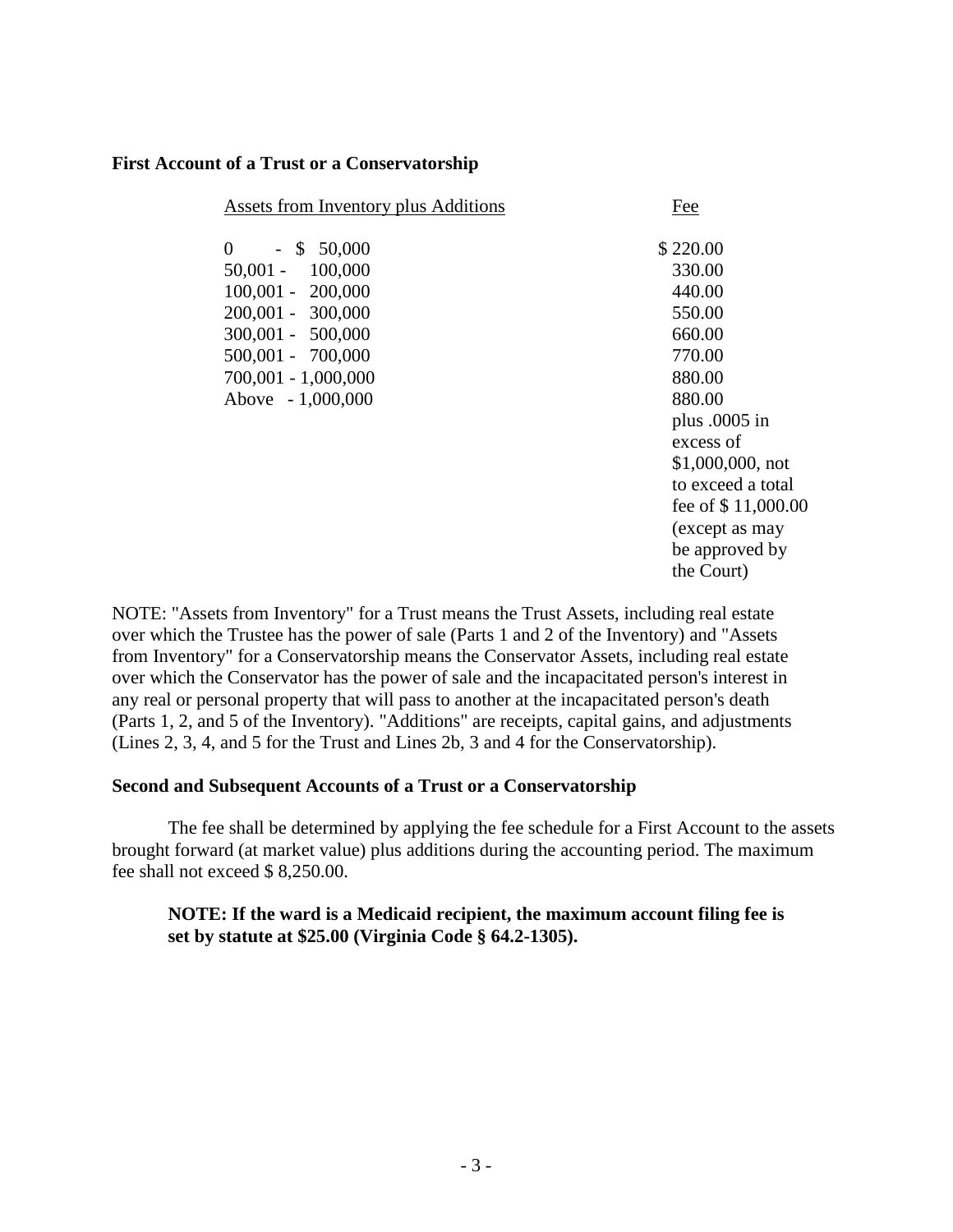**First Account of a Trust or a Conservatorship**

| Assets from Inventory plus Additions | Fee |
|---|---|
| 0 - $ 50,000 | $ 220.00 |
| 50,001 - 100,000 | 330.00 |
| 100,001 - 200,000 | 440.00 |
| 200,001 - 300,000 | 550.00 |
| 300,001 - 500,000 | 660.00 |
| 500,001 - 700,000 | 770.00 |
| 700,001 - 1,000,000 | 880.00 |
| Above - 1,000,000 | 880.00 plus .0005 in excess of $1,000,000, not to exceed a total fee of $ 11,000.00 (except as may be approved by the Court) |

NOTE: "Assets from Inventory" for a Trust means the Trust Assets, including real estate over which the Trustee has the power of sale (Parts 1 and 2 of the Inventory) and "Assets from Inventory" for a Conservatorship means the Conservator Assets, including real estate over which the Conservator has the power of sale and the incapacitated person's interest in any real or personal property that will pass to another at the incapacitated person's death (Parts 1, 2, and 5 of the Inventory). "Additions" are receipts, capital gains, and adjustments (Lines 2, 3, 4, and 5 for the Trust and Lines 2b, 3 and 4 for the Conservatorship).

**Second and Subsequent Accounts of a Trust or a Conservatorship**

The fee shall be determined by applying the fee schedule for a First Account to the assets brought forward (at market value) plus additions during the accounting period. The maximum fee shall not exceed $ 8,250.00.

**NOTE: If the ward is a Medicaid recipient, the maximum account filing fee is set by statute at $25.00 (Virginia Code § 64.2-1305).**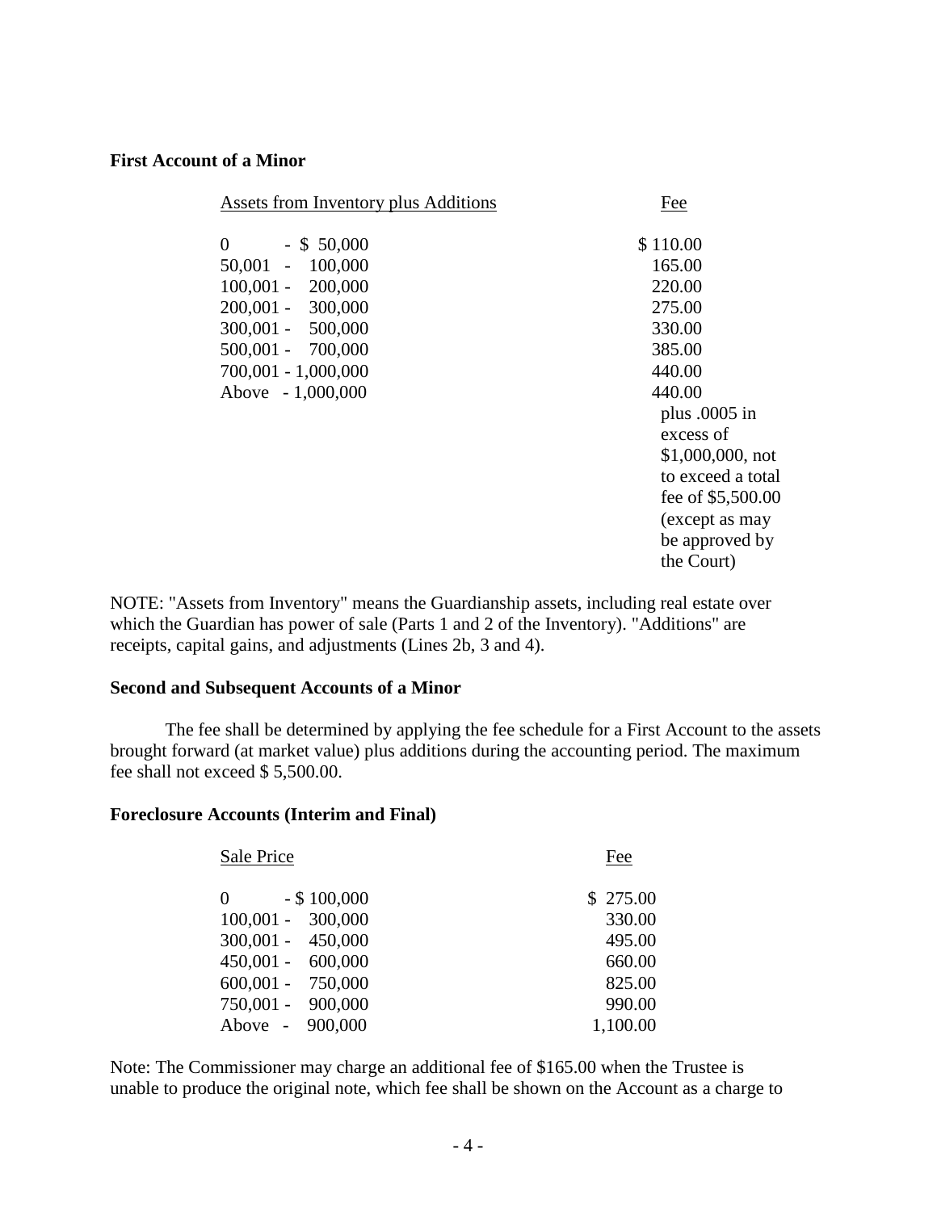**First Account of a Minor**

| Assets from Inventory plus Additions | Fee |
|---|---|
| 0 - $ 50,000 | $ 110.00 |
| 50,001 - 100,000 | 165.00 |
| 100,001 - 200,000 | 220.00 |
| 200,001 - 300,000 | 275.00 |
| 300,001 - 500,000 | 330.00 |
| 500,001 - 700,000 | 385.00 |
| 700,001 - 1,000,000 | 440.00 |
| Above - 1,000,000 | 440.00 plus .0005 in excess of $1,000,000, not to exceed a total fee of $5,500.00 (except as may be approved by the Court) |

NOTE: "Assets from Inventory" means the Guardianship assets, including real estate over which the Guardian has power of sale (Parts 1 and 2 of the Inventory). "Additions" are receipts, capital gains, and adjustments (Lines 2b, 3 and 4).

**Second and Subsequent Accounts of a Minor**

The fee shall be determined by applying the fee schedule for a First Account to the assets brought forward (at market value) plus additions during the accounting period. The maximum fee shall not exceed $ 5,500.00.

**Foreclosure Accounts (Interim and Final)**

| Sale Price | Fee |
|---|---|
| 0 - $ 100,000 | $ 275.00 |
| 100,001 - 300,000 | 330.00 |
| 300,001 - 450,000 | 495.00 |
| 450,001 - 600,000 | 660.00 |
| 600,001 - 750,000 | 825.00 |
| 750,001 - 900,000 | 990.00 |
| Above - 900,000 | 1,100.00 |

Note: The Commissioner may charge an additional fee of $165.00 when the Trustee is unable to produce the original note, which fee shall be shown on the Account as a charge to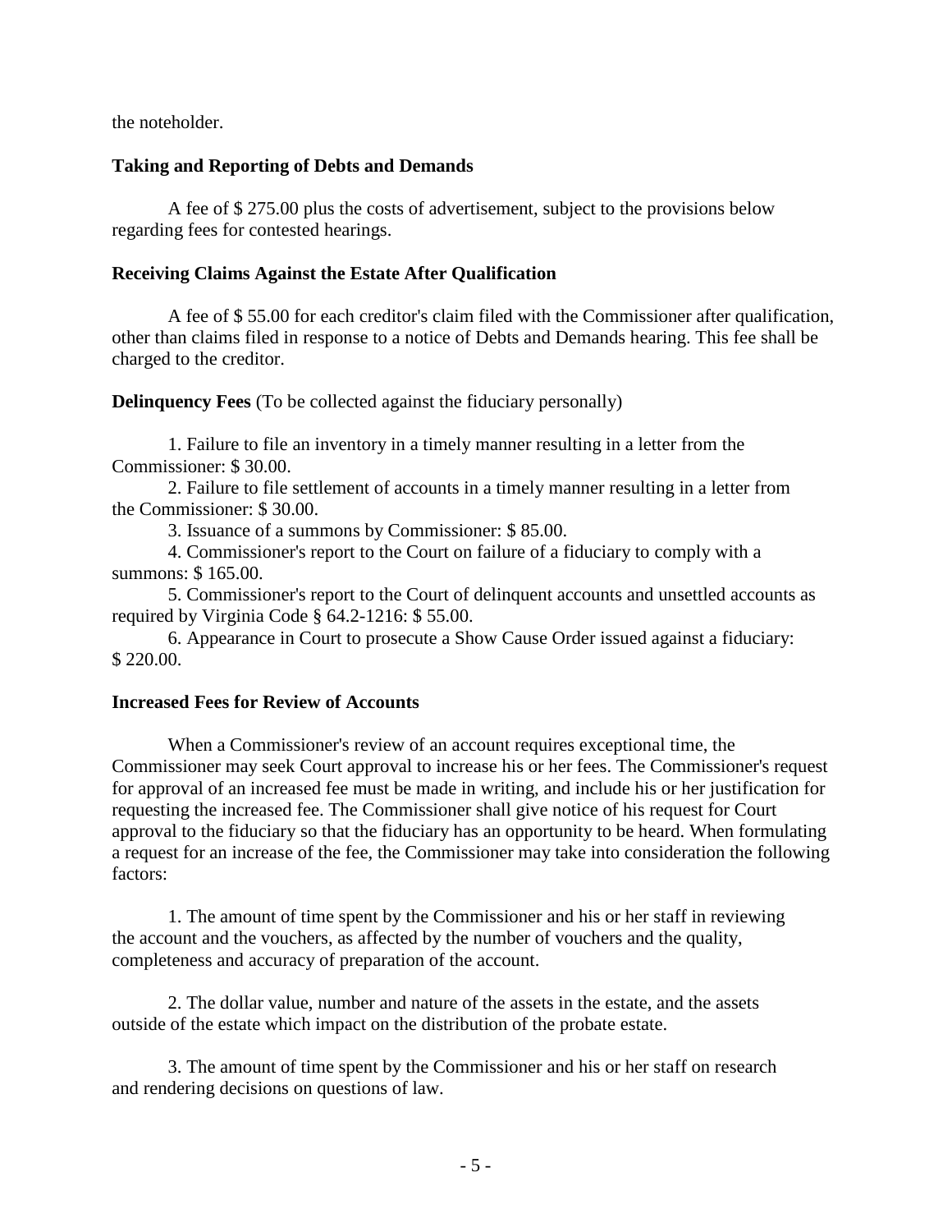the noteholder.

**Taking and Reporting of Debts and Demands**

A fee of $ 275.00 plus the costs of advertisement, subject to the provisions below regarding fees for contested hearings.

**Receiving Claims Against the Estate After Qualification**

A fee of $ 55.00 for each creditor's claim filed with the Commissioner after qualification, other than claims filed in response to a notice of Debts and Demands hearing. This fee shall be charged to the creditor.

**Delinquency Fees** (To be collected against the fiduciary personally)

1. Failure to file an inventory in a timely manner resulting in a letter from the Commissioner: $ 30.00.
2. Failure to file settlement of accounts in a timely manner resulting in a letter from the Commissioner: $ 30.00.
3. Issuance of a summons by Commissioner: $ 85.00.
4. Commissioner's report to the Court on failure of a fiduciary to comply with a summons: $ 165.00.
5. Commissioner's report to the Court of delinquent accounts and unsettled accounts as required by Virginia Code § 64.2-1216: $ 55.00.
6. Appearance in Court to prosecute a Show Cause Order issued against a fiduciary: $ 220.00.

**Increased Fees for Review of Accounts**

When a Commissioner's review of an account requires exceptional time, the Commissioner may seek Court approval to increase his or her fees. The Commissioner's request for approval of an increased fee must be made in writing, and include his or her justification for requesting the increased fee. The Commissioner shall give notice of his request for Court approval to the fiduciary so that the fiduciary has an opportunity to be heard. When formulating a request for an increase of the fee, the Commissioner may take into consideration the following factors:

1. The amount of time spent by the Commissioner and his or her staff in reviewing the account and the vouchers, as affected by the number of vouchers and the quality, completeness and accuracy of preparation of the account.

2. The dollar value, number and nature of the assets in the estate, and the assets outside of the estate which impact on the distribution of the probate estate.

3. The amount of time spent by the Commissioner and his or her staff on research and rendering decisions on questions of law.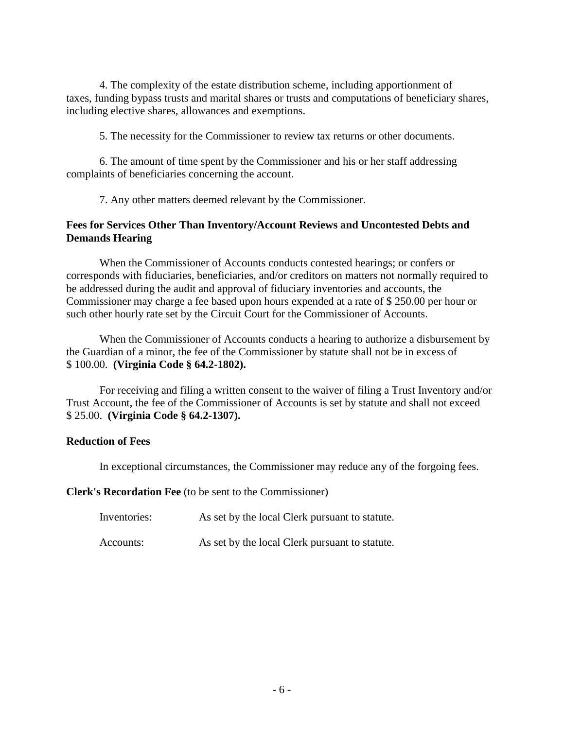4. The complexity of the estate distribution scheme, including apportionment of taxes, funding bypass trusts and marital shares or trusts and computations of beneficiary shares, including elective shares, allowances and exemptions.

5. The necessity for the Commissioner to review tax returns or other documents.

6. The amount of time spent by the Commissioner and his or her staff addressing complaints of beneficiaries concerning the account.

7. Any other matters deemed relevant by the Commissioner.

**Fees for Services Other Than Inventory/Account Reviews and Uncontested Debts and Demands Hearing**

When the Commissioner of Accounts conducts contested hearings; or confers or corresponds with fiduciaries, beneficiaries, and/or creditors on matters not normally required to be addressed during the audit and approval of fiduciary inventories and accounts, the Commissioner may charge a fee based upon hours expended at a rate of $ 250.00 per hour or such other hourly rate set by the Circuit Court for the Commissioner of Accounts.

When the Commissioner of Accounts conducts a hearing to authorize a disbursement by the Guardian of a minor, the fee of the Commissioner by statute shall not be in excess of $ 100.00. **(Virginia Code § 64.2-1802).**

For receiving and filing a written consent to the waiver of filing a Trust Inventory and/or Trust Account, the fee of the Commissioner of Accounts is set by statute and shall not exceed $ 25.00. **(Virginia Code § 64.2-1307).**

**Reduction of Fees**

In exceptional circumstances, the Commissioner may reduce any of the forgoing fees.

**Clerk's Recordation Fee** (to be sent to the Commissioner)

| | |
|---|---|
| Inventories: | As set by the local Clerk pursuant to statute. |
| Accounts: | As set by the local Clerk pursuant to statute. |